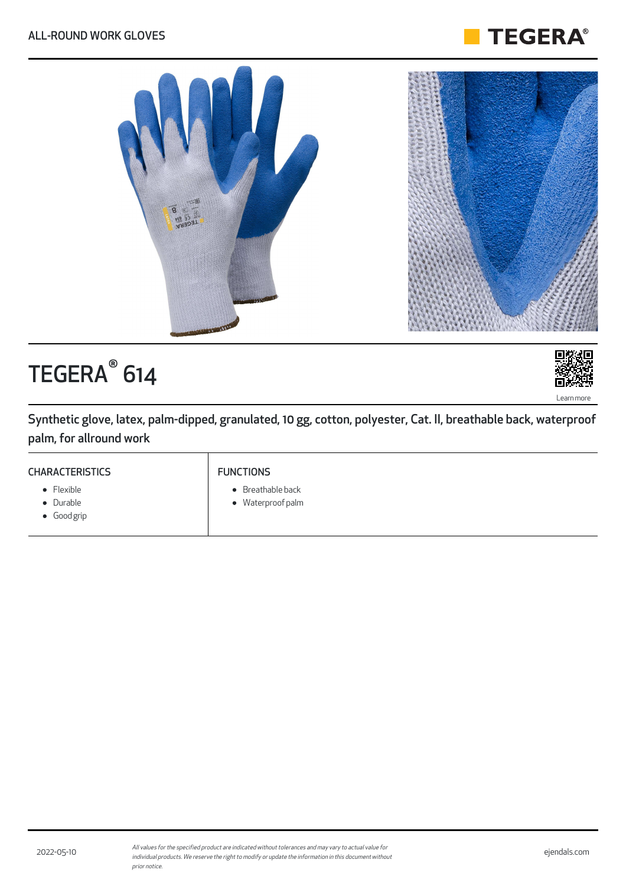ALL-ROUND WORK GLOVES

# TEGERA® 614

Learn more

Synthetic glove, latex, palm-dipped, granulated, 10 gg, cotton, polyester, Cat. II, breathable back, waterproof palm, for allround work

| CHARACTERISTICS | FUNCTIONS |
|---|---|
| • Flexible<br>• Durable<br>• Good grip | • Breathable back<br>• Waterproof palm |

2022-05-10

*All values for the specified product are indicated without tolerances and may vary to actual value for individual products. We reserve the right to modify or update the information in this document without prior notice.*

ejendals.com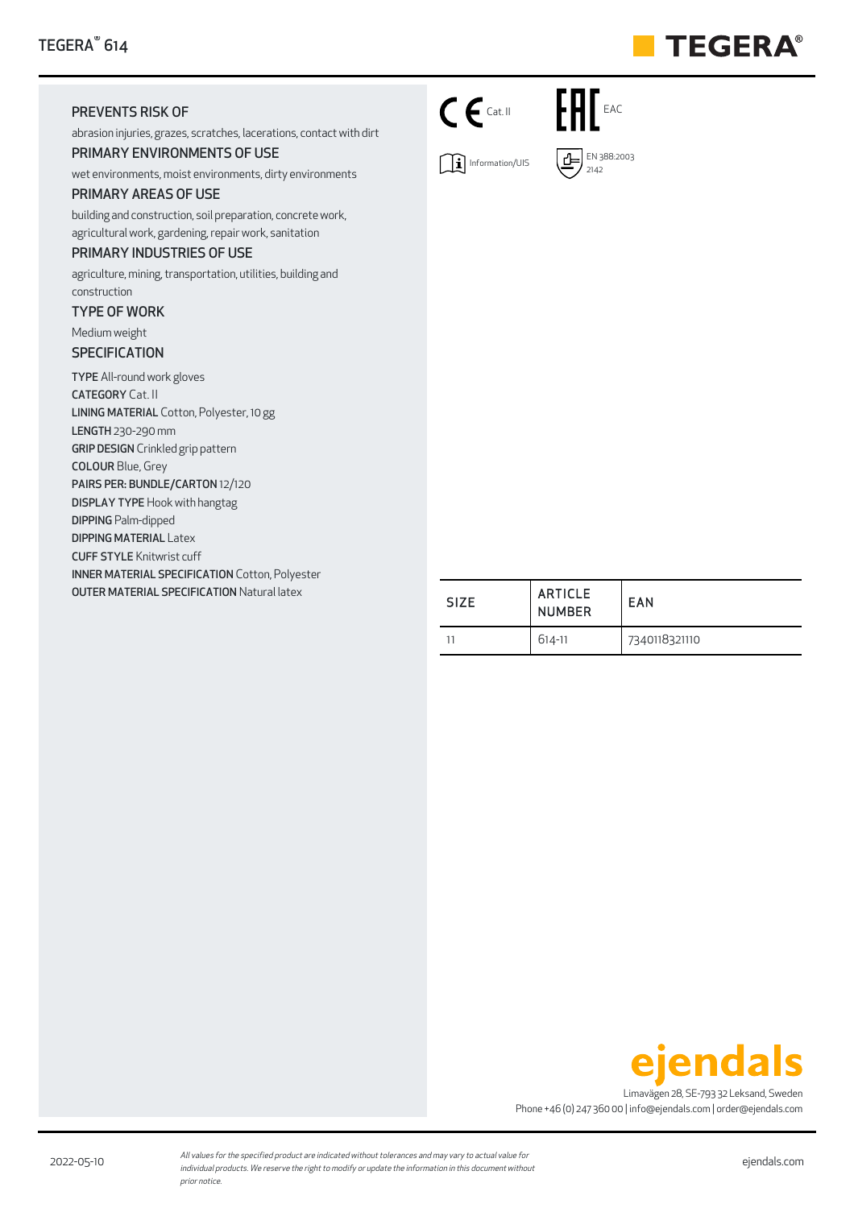## PREVENTS RISK OF

abrasion injuries, grazes, scratches, lacerations, contact with dirt

## PRIMARY ENVIRONMENTS OF USE

wet environments, moist environments, dirty environments

## PRIMARY AREAS OF USE

building and construction, soil preparation, concrete work, agricultural work, gardening, repair work, sanitation

## PRIMARY INDUSTRIES OF USE

agriculture, mining, transportation, utilities, building and construction

## TYPE OF WORK

Medium weight

## SPECIFICATION

**TYPE** All-round work gloves
**CATEGORY** Cat. II
**LINING MATERIAL** Cotton, Polyester, 10 gg
**LENGTH** 230-290 mm
**GRIP DESIGN** Crinkled grip pattern
**COLOUR** Blue, Grey
**PAIRS PER: BUNDLE/CARTON** 12/120
**DISPLAY TYPE** Hook with hangtag
**DIPPING** Palm-dipped
**DIPPING MATERIAL** Latex
**CUFF STYLE** Knitwrist cuff
**INNER MATERIAL SPECIFICATION** Cotton, Polyester
**OUTER MATERIAL SPECIFICATION** Natural latex

CE Cat. II

EAC

Information/UIS

EN 388:2003
2142

| SIZE | ARTICLE NUMBER | EAN |
|---|---|---|
| 11 | 614-11 | 7340118321110 |

ejendals
Limavägen 28, SE-793 32 Leksand, Sweden
Phone +46 (0) 247 360 00 | info@ejendals.com | order@ejendals.com

2022-05-10

*All values for the specified product are indicated without tolerances and may vary to actual value for individual products. We reserve the right to modify or update the information in this document without prior notice.*

ejendals.com